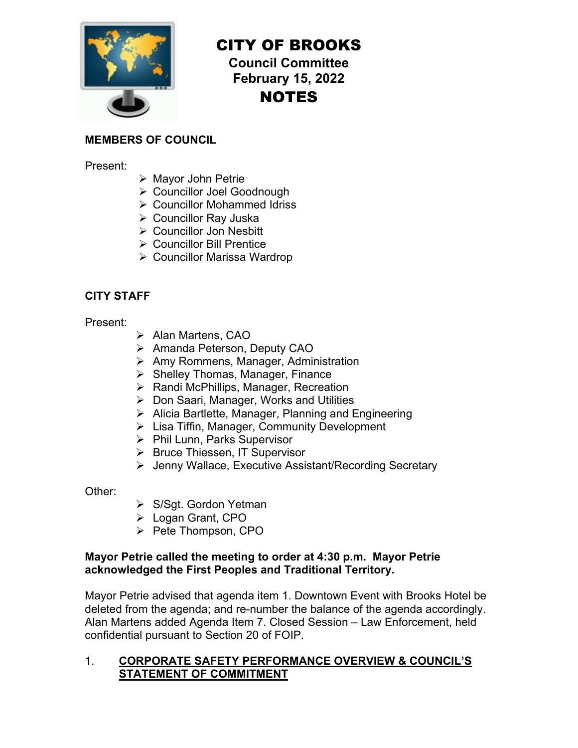# CITY OF BROOKS

**Council Committee**
**February 15, 2022**

# NOTES

**MEMBERS OF COUNCIL**

Present:

- Mayor John Petrie
- Councillor Joel Goodnough
- Councillor Mohammed Idriss
- Councillor Ray Juska
- Councillor Jon Nesbitt
- Councillor Bill Prentice
- Councillor Marissa Wardrop

**CITY STAFF**

Present:

- Alan Martens, CAO
- Amanda Peterson, Deputy CAO
- Amy Rommens, Manager, Administration
- Shelley Thomas, Manager, Finance
- Randi McPhillips, Manager, Recreation
- Don Saari, Manager, Works and Utilities
- Alicia Bartlette, Manager, Planning and Engineering
- Lisa Tiffin, Manager, Community Development
- Phil Lunn, Parks Supervisor
- Bruce Thiessen, IT Supervisor
- Jenny Wallace, Executive Assistant/Recording Secretary

Other:

- S/Sgt. Gordon Yetman
- Logan Grant, CPO
- Pete Thompson, CPO

**Mayor Petrie called the meeting to order at 4:30 p.m. Mayor Petrie acknowledged the First Peoples and Traditional Territory.**

Mayor Petrie advised that agenda item 1. Downtown Event with Brooks Hotel be deleted from the agenda; and re-number the balance of the agenda accordingly. Alan Martens added Agenda Item 7. Closed Session – Law Enforcement, held confidential pursuant to Section 20 of FOIP.

1. **CORPORATE SAFETY PERFORMANCE OVERVIEW & COUNCIL'S STATEMENT OF COMMITMENT**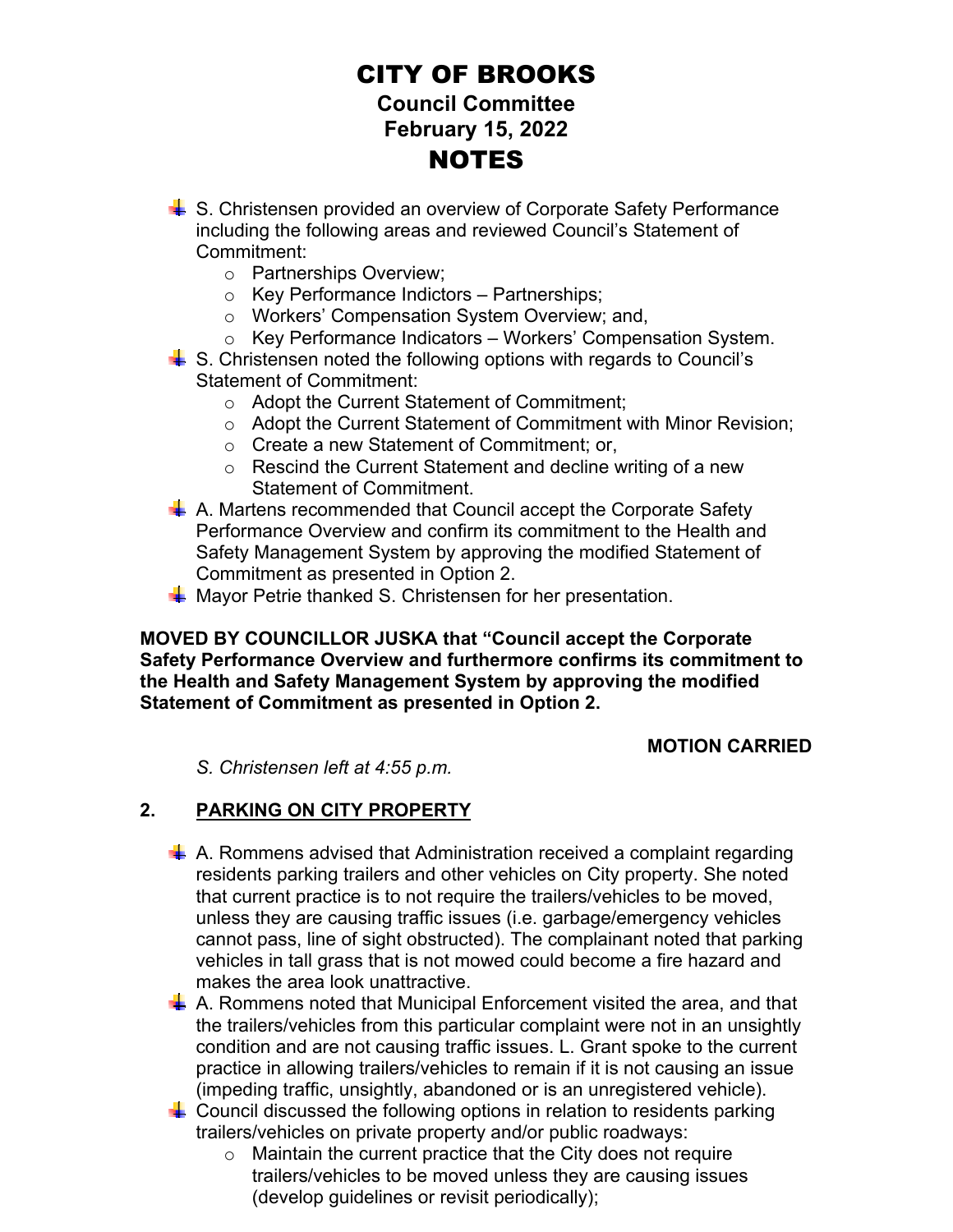# CITY OF BROOKS

## Council Committee

## February 15, 2022

## NOTES

- S. Christensen provided an overview of Corporate Safety Performance including the following areas and reviewed Council's Statement of Commitment:
  - Partnerships Overview;
  - Key Performance Indictors – Partnerships;
  - Workers' Compensation System Overview; and,
  - Key Performance Indicators – Workers' Compensation System.
- S. Christensen noted the following options with regards to Council's Statement of Commitment:
  - Adopt the Current Statement of Commitment;
  - Adopt the Current Statement of Commitment with Minor Revision;
  - Create a new Statement of Commitment; or,
  - Rescind the Current Statement and decline writing of a new Statement of Commitment.
- A. Martens recommended that Council accept the Corporate Safety Performance Overview and confirm its commitment to the Health and Safety Management System by approving the modified Statement of Commitment as presented in Option 2.
- Mayor Petrie thanked S. Christensen for her presentation.

**MOVED BY COUNCILLOR JUSKA that "Council accept the Corporate Safety Performance Overview and furthermore confirms its commitment to the Health and Safety Management System by approving the modified Statement of Commitment as presented in Option 2.**

**MOTION CARRIED**

*S. Christensen left at 4:55 p.m.*

## 2. <u>PARKING ON CITY PROPERTY</u>

- A. Rommens advised that Administration received a complaint regarding residents parking trailers and other vehicles on City property. She noted that current practice is to not require the trailers/vehicles to be moved, unless they are causing traffic issues (i.e. garbage/emergency vehicles cannot pass, line of sight obstructed). The complainant noted that parking vehicles in tall grass that is not mowed could become a fire hazard and makes the area look unattractive.
- A. Rommens noted that Municipal Enforcement visited the area, and that the trailers/vehicles from this particular complaint were not in an unsightly condition and are not causing traffic issues. L. Grant spoke to the current practice in allowing trailers/vehicles to remain if it is not causing an issue (impeding traffic, unsightly, abandoned or is an unregistered vehicle).
- Council discussed the following options in relation to residents parking trailers/vehicles on private property and/or public roadways:
  - Maintain the current practice that the City does not require trailers/vehicles to be moved unless they are causing issues (develop guidelines or revisit periodically);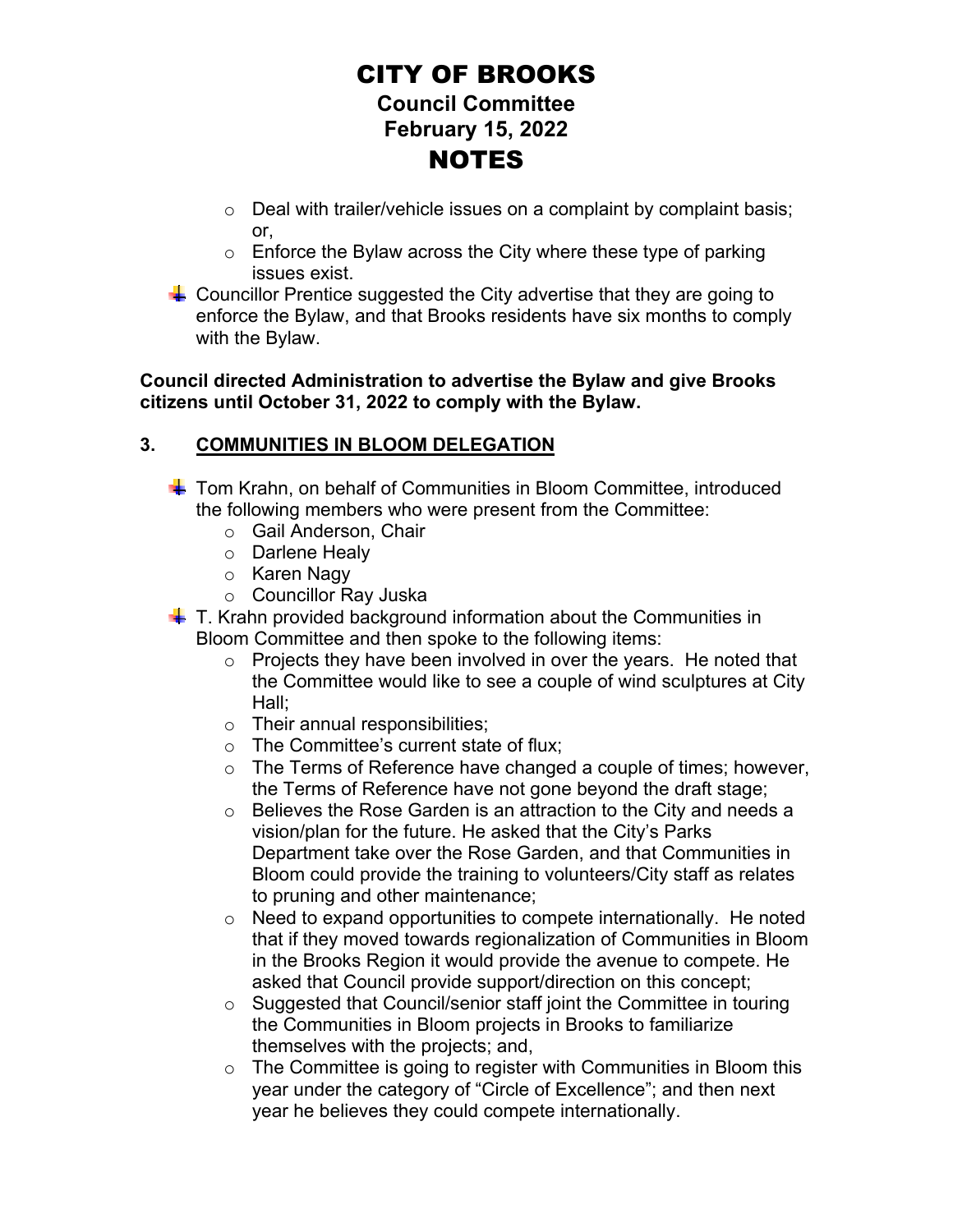- Deal with trailer/vehicle issues on a complaint by complaint basis; or,
- Enforce the Bylaw across the City where these type of parking issues exist.

- Councillor Prentice suggested the City advertise that they are going to enforce the Bylaw, and that Brooks residents have six months to comply with the Bylaw.

**Council directed Administration to advertise the Bylaw and give Brooks citizens until October 31, 2022 to comply with the Bylaw.**

## 3. COMMUNITIES IN BLOOM DELEGATION

- Tom Krahn, on behalf of Communities in Bloom Committee, introduced the following members who were present from the Committee:
  - Gail Anderson, Chair
  - Darlene Healy
  - Karen Nagy
  - Councillor Ray Juska
- T. Krahn provided background information about the Communities in Bloom Committee and then spoke to the following items:
  - Projects they have been involved in over the years. He noted that the Committee would like to see a couple of wind sculptures at City Hall;
  - Their annual responsibilities;
  - The Committee's current state of flux;
  - The Terms of Reference have changed a couple of times; however, the Terms of Reference have not gone beyond the draft stage;
  - Believes the Rose Garden is an attraction to the City and needs a vision/plan for the future. He asked that the City's Parks Department take over the Rose Garden, and that Communities in Bloom could provide the training to volunteers/City staff as relates to pruning and other maintenance;
  - Need to expand opportunities to compete internationally. He noted that if they moved towards regionalization of Communities in Bloom in the Brooks Region it would provide the avenue to compete. He asked that Council provide support/direction on this concept;
  - Suggested that Council/senior staff joint the Committee in touring the Communities in Bloom projects in Brooks to familiarize themselves with the projects; and,
  - The Committee is going to register with Communities in Bloom this year under the category of "Circle of Excellence"; and then next year he believes they could compete internationally.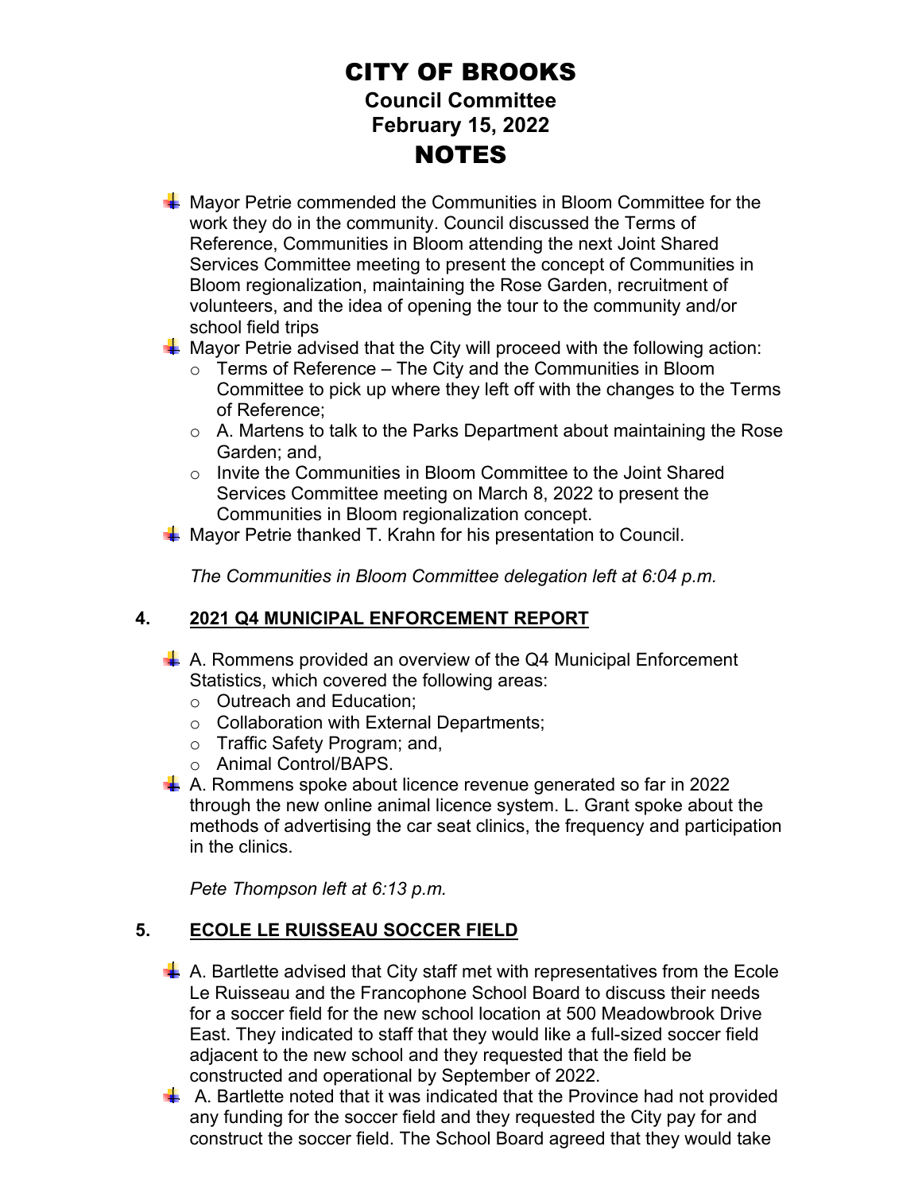# CITY OF BROOKS

## Council Committee
## February 15, 2022
## NOTES

- Mayor Petrie commended the Communities in Bloom Committee for the work they do in the community. Council discussed the Terms of Reference, Communities in Bloom attending the next Joint Shared Services Committee meeting to present the concept of Communities in Bloom regionalization, maintaining the Rose Garden, recruitment of volunteers, and the idea of opening the tour to the community and/or school field trips
- Mayor Petrie advised that the City will proceed with the following action:
  - Terms of Reference – The City and the Communities in Bloom Committee to pick up where they left off with the changes to the Terms of Reference;
  - A. Martens to talk to the Parks Department about maintaining the Rose Garden; and,
  - Invite the Communities in Bloom Committee to the Joint Shared Services Committee meeting on March 8, 2022 to present the Communities in Bloom regionalization concept.
- Mayor Petrie thanked T. Krahn for his presentation to Council.

*The Communities in Bloom Committee delegation left at 6:04 p.m.*

**4. <u>2021 Q4 MUNICIPAL ENFORCEMENT REPORT</u>**

- A. Rommens provided an overview of the Q4 Municipal Enforcement Statistics, which covered the following areas:
  - Outreach and Education;
  - Collaboration with External Departments;
  - Traffic Safety Program; and,
  - Animal Control/BAPS.
- A. Rommens spoke about licence revenue generated so far in 2022 through the new online animal licence system. L. Grant spoke about the methods of advertising the car seat clinics, the frequency and participation in the clinics.

*Pete Thompson left at 6:13 p.m.*

**5. <u>ECOLE LE RUISSEAU SOCCER FIELD</u>**

- A. Bartlette advised that City staff met with representatives from the Ecole Le Ruisseau and the Francophone School Board to discuss their needs for a soccer field for the new school location at 500 Meadowbrook Drive East. They indicated to staff that they would like a full-sized soccer field adjacent to the new school and they requested that the field be constructed and operational by September of 2022.
- A. Bartlette noted that it was indicated that the Province had not provided any funding for the soccer field and they requested the City pay for and construct the soccer field. The School Board agreed that they would take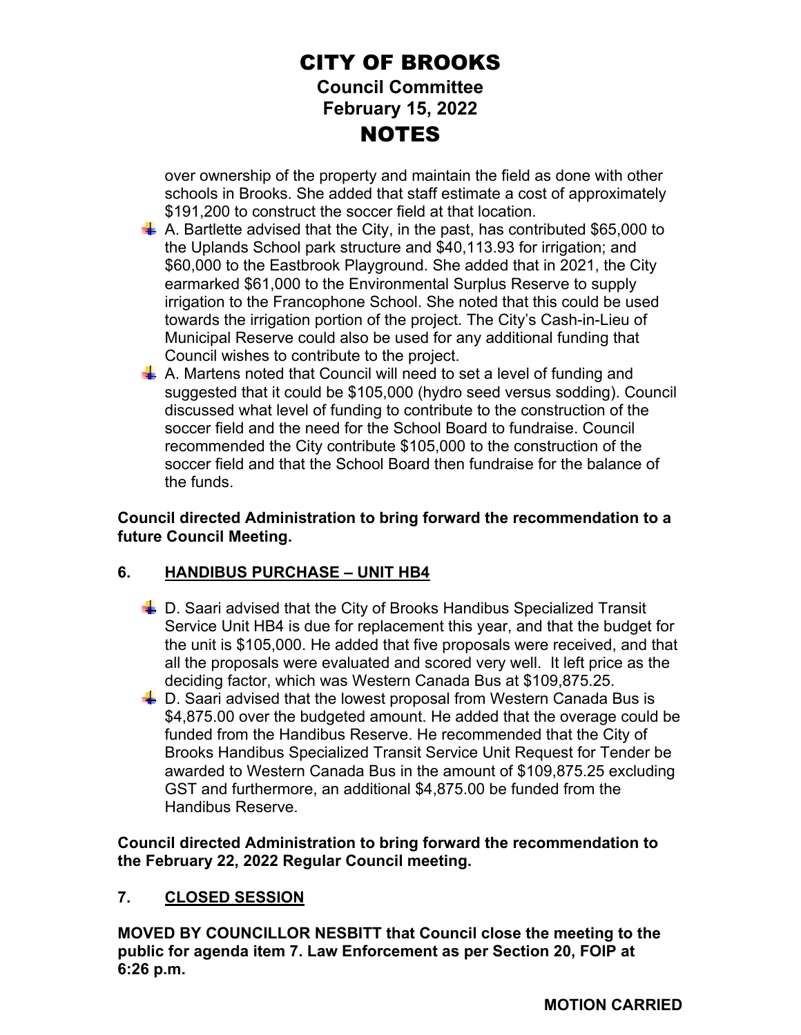over ownership of the property and maintain the field as done with other schools in Brooks. She added that staff estimate a cost of approximately $191,200 to construct the soccer field at that location.

- A. Bartlette advised that the City, in the past, has contributed $65,000 to the Uplands School park structure and $40,113.93 for irrigation; and $60,000 to the Eastbrook Playground. She added that in 2021, the City earmarked $61,000 to the Environmental Surplus Reserve to supply irrigation to the Francophone School. She noted that this could be used towards the irrigation portion of the project. The City's Cash-in-Lieu of Municipal Reserve could also be used for any additional funding that Council wishes to contribute to the project.
- A. Martens noted that Council will need to set a level of funding and suggested that it could be $105,000 (hydro seed versus sodding). Council discussed what level of funding to contribute to the construction of the soccer field and the need for the School Board to fundraise. Council recommended the City contribute $105,000 to the construction of the soccer field and that the School Board then fundraise for the balance of the funds.

**Council directed Administration to bring forward the recommendation to a future Council Meeting.**

## 6. HANDIBUS PURCHASE – UNIT HB4

- D. Saari advised that the City of Brooks Handibus Specialized Transit Service Unit HB4 is due for replacement this year, and that the budget for the unit is $105,000. He added that five proposals were received, and that all the proposals were evaluated and scored very well. It left price as the deciding factor, which was Western Canada Bus at $109,875.25.
- D. Saari advised that the lowest proposal from Western Canada Bus is $4,875.00 over the budgeted amount. He added that the overage could be funded from the Handibus Reserve. He recommended that the City of Brooks Handibus Specialized Transit Service Unit Request for Tender be awarded to Western Canada Bus in the amount of $109,875.25 excluding GST and furthermore, an additional $4,875.00 be funded from the Handibus Reserve.

**Council directed Administration to bring forward the recommendation to the February 22, 2022 Regular Council meeting.**

## 7. CLOSED SESSION

**MOVED BY COUNCILLOR NESBITT that Council close the meeting to the public for agenda item 7. Law Enforcement as per Section 20, FOIP at 6:26 p.m.**

**MOTION CARRIED**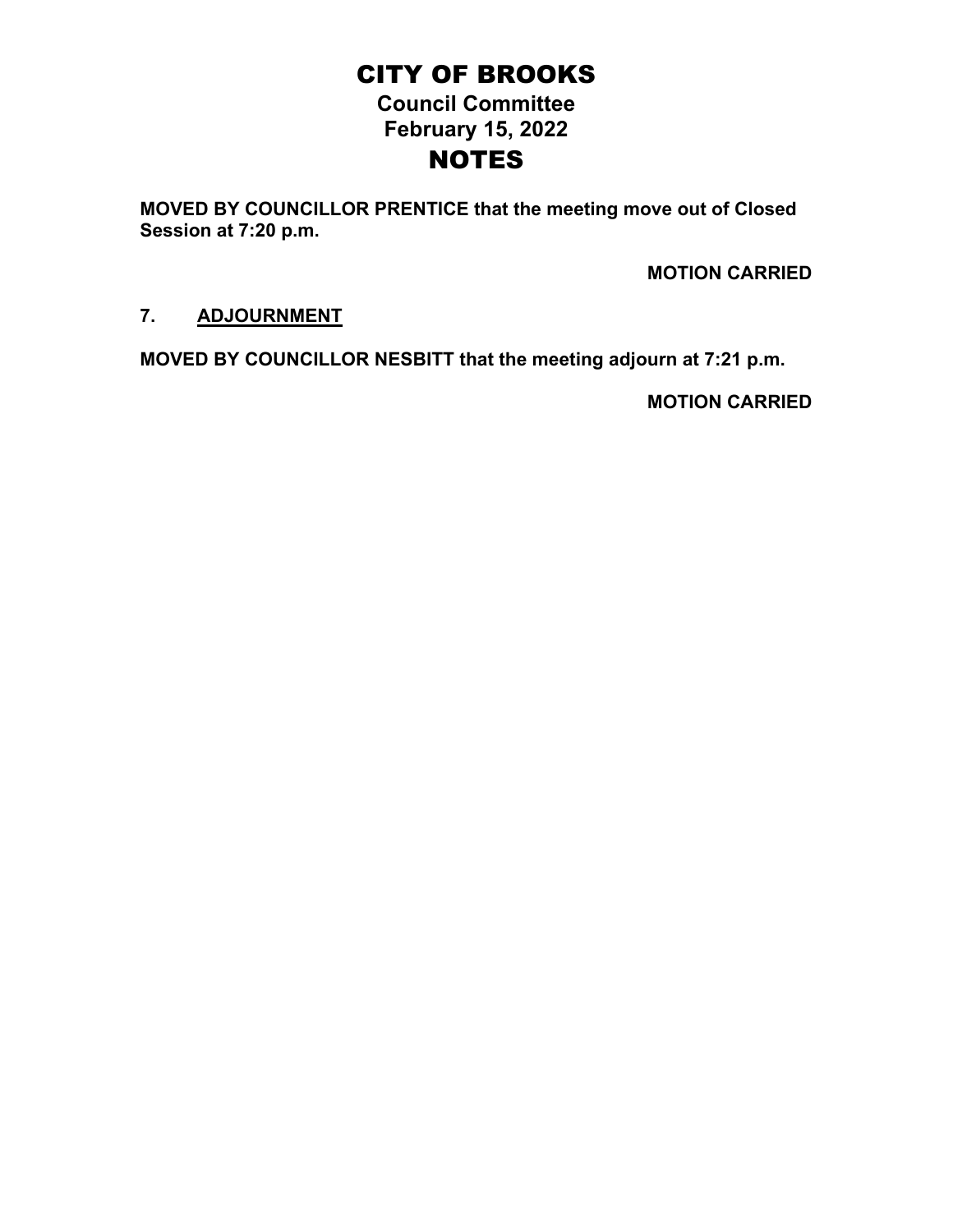# CITY OF BROOKS

## Council Committee

## February 15, 2022

## NOTES

**MOVED BY COUNCILLOR PRENTICE that the meeting move out of Closed Session at 7:20 p.m.**

**MOTION CARRIED**

**7. ADJOURNMENT**

**MOVED BY COUNCILLOR NESBITT that the meeting adjourn at 7:21 p.m.**

**MOTION CARRIED**